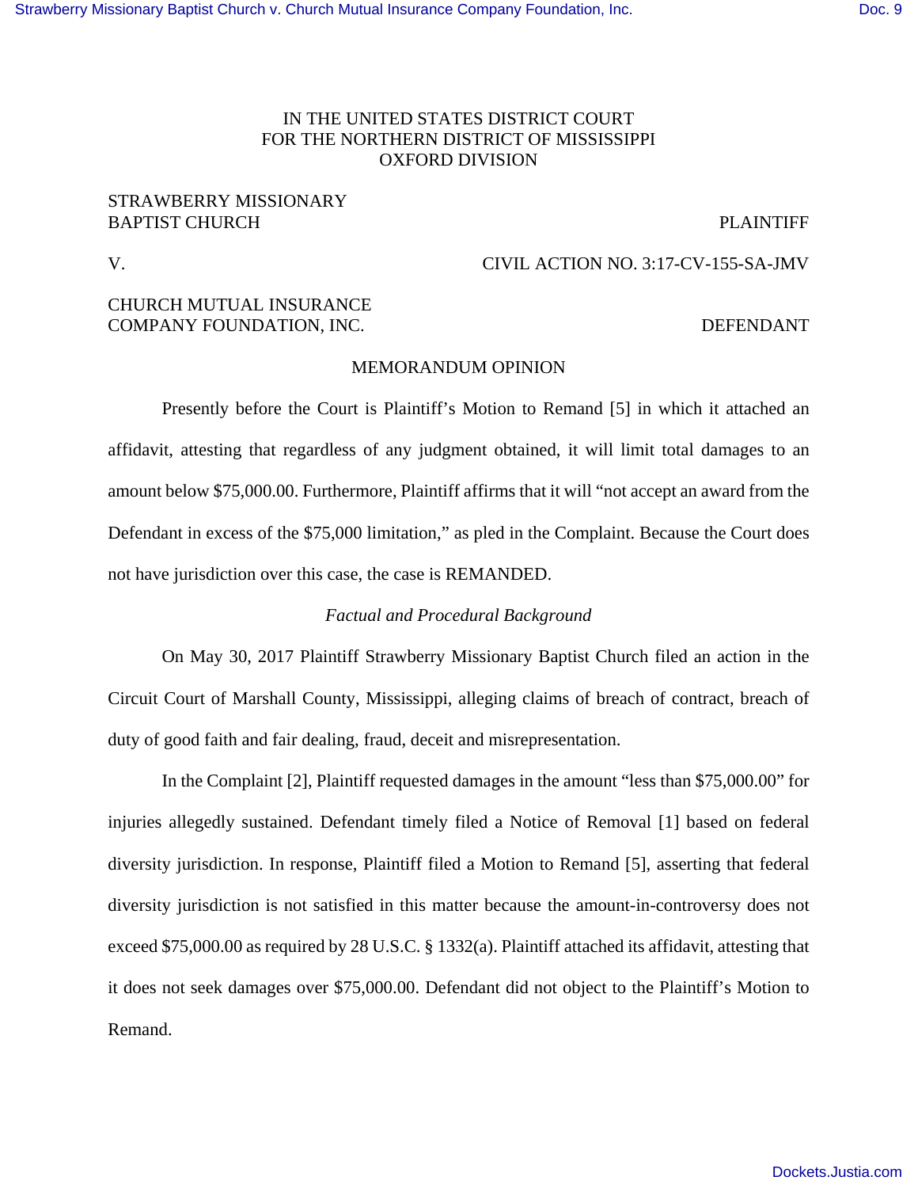IN THE UNITED STATES DISTRICT COURT
FOR THE NORTHERN DISTRICT OF MISSISSIPPI
OXFORD DIVISION

STRAWBERRY MISSIONARY BAPTIST CHURCH — PLAINTIFF

V. — CIVIL ACTION NO. 3:17-CV-155-SA-JMV

CHURCH MUTUAL INSURANCE COMPANY FOUNDATION, INC. — DEFENDANT

MEMORANDUM OPINION

Presently before the Court is Plaintiff's Motion to Remand [5] in which it attached an affidavit, attesting that regardless of any judgment obtained, it will limit total damages to an amount below $75,000.00. Furthermore, Plaintiff affirms that it will "not accept an award from the Defendant in excess of the $75,000 limitation," as pled in the Complaint. Because the Court does not have jurisdiction over this case, the case is REMANDED.

*Factual and Procedural Background*

On May 30, 2017 Plaintiff Strawberry Missionary Baptist Church filed an action in the Circuit Court of Marshall County, Mississippi, alleging claims of breach of contract, breach of duty of good faith and fair dealing, fraud, deceit and misrepresentation.

In the Complaint [2], Plaintiff requested damages in the amount "less than $75,000.00" for injuries allegedly sustained. Defendant timely filed a Notice of Removal [1] based on federal diversity jurisdiction. In response, Plaintiff filed a Motion to Remand [5], asserting that federal diversity jurisdiction is not satisfied in this matter because the amount-in-controversy does not exceed $75,000.00 as required by 28 U.S.C. § 1332(a). Plaintiff attached its affidavit, attesting that it does not seek damages over $75,000.00. Defendant did not object to the Plaintiff's Motion to Remand.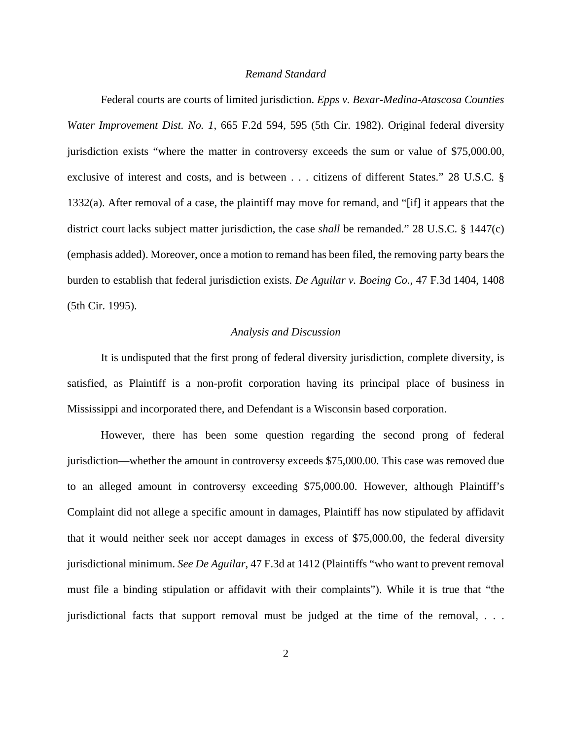*Remand Standard*

Federal courts are courts of limited jurisdiction. *Epps v. Bexar-Medina-Atascosa Counties Water Improvement Dist. No. 1*, 665 F.2d 594, 595 (5th Cir. 1982). Original federal diversity jurisdiction exists "where the matter in controversy exceeds the sum or value of $75,000.00, exclusive of interest and costs, and is between . . . citizens of different States." 28 U.S.C. § 1332(a). After removal of a case, the plaintiff may move for remand, and "[if] it appears that the district court lacks subject matter jurisdiction, the case *shall* be remanded." 28 U.S.C. § 1447(c) (emphasis added). Moreover, once a motion to remand has been filed, the removing party bears the burden to establish that federal jurisdiction exists. *De Aguilar v. Boeing Co.*, 47 F.3d 1404, 1408 (5th Cir. 1995).

*Analysis and Discussion*

It is undisputed that the first prong of federal diversity jurisdiction, complete diversity, is satisfied, as Plaintiff is a non-profit corporation having its principal place of business in Mississippi and incorporated there, and Defendant is a Wisconsin based corporation.

However, there has been some question regarding the second prong of federal jurisdiction—whether the amount in controversy exceeds $75,000.00. This case was removed due to an alleged amount in controversy exceeding $75,000.00. However, although Plaintiff's Complaint did not allege a specific amount in damages, Plaintiff has now stipulated by affidavit that it would neither seek nor accept damages in excess of $75,000.00, the federal diversity jurisdictional minimum. *See De Aguilar*, 47 F.3d at 1412 (Plaintiffs "who want to prevent removal must file a binding stipulation or affidavit with their complaints"). While it is true that "the jurisdictional facts that support removal must be judged at the time of the removal, . . .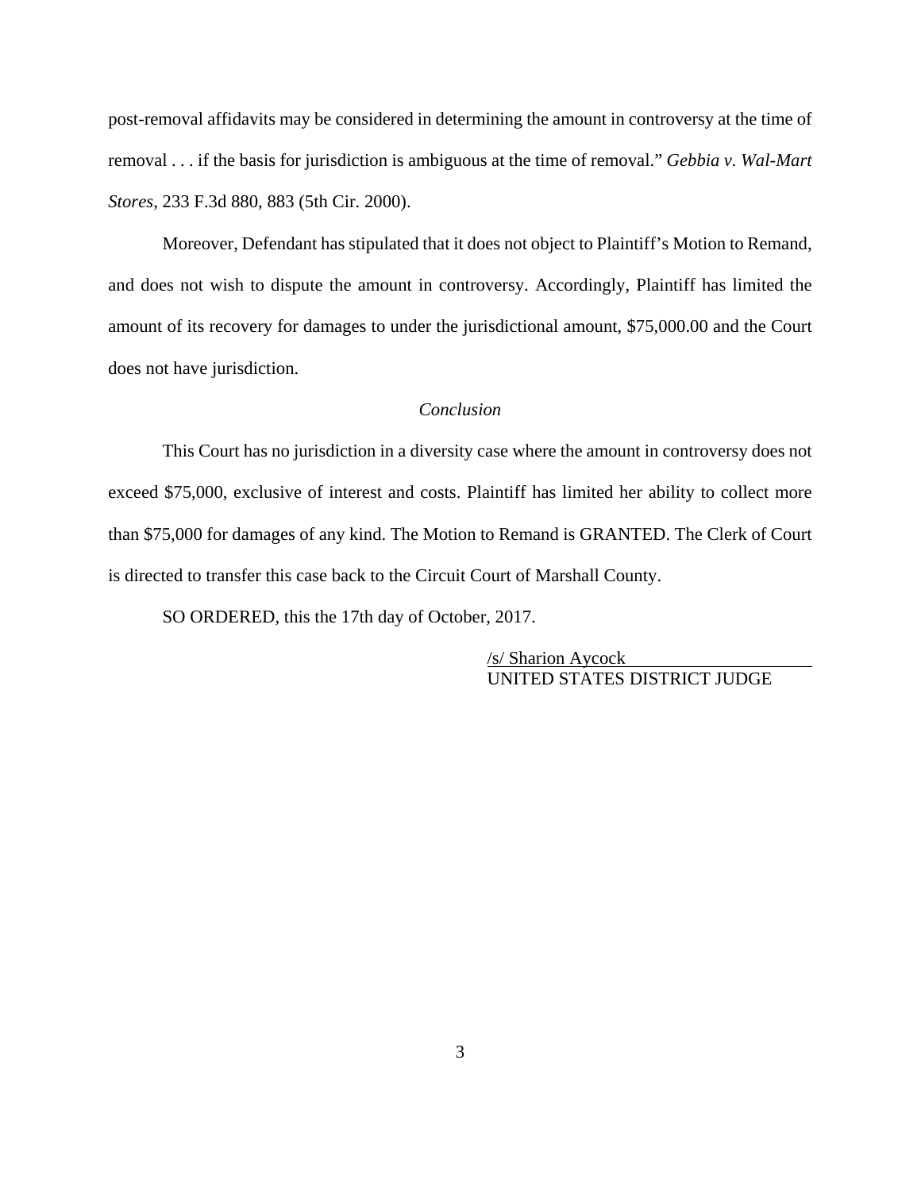post-removal affidavits may be considered in determining the amount in controversy at the time of removal . . . if the basis for jurisdiction is ambiguous at the time of removal." *Gebbia v. Wal-Mart Stores*, 233 F.3d 880, 883 (5th Cir. 2000).

Moreover, Defendant has stipulated that it does not object to Plaintiff's Motion to Remand, and does not wish to dispute the amount in controversy. Accordingly, Plaintiff has limited the amount of its recovery for damages to under the jurisdictional amount, $75,000.00 and the Court does not have jurisdiction.

*Conclusion*

This Court has no jurisdiction in a diversity case where the amount in controversy does not exceed $75,000, exclusive of interest and costs. Plaintiff has limited her ability to collect more than $75,000 for damages of any kind. The Motion to Remand is GRANTED. The Clerk of Court is directed to transfer this case back to the Circuit Court of Marshall County.

SO ORDERED, this the 17th day of October, 2017.

/s/ Sharion Aycock
UNITED STATES DISTRICT JUDGE